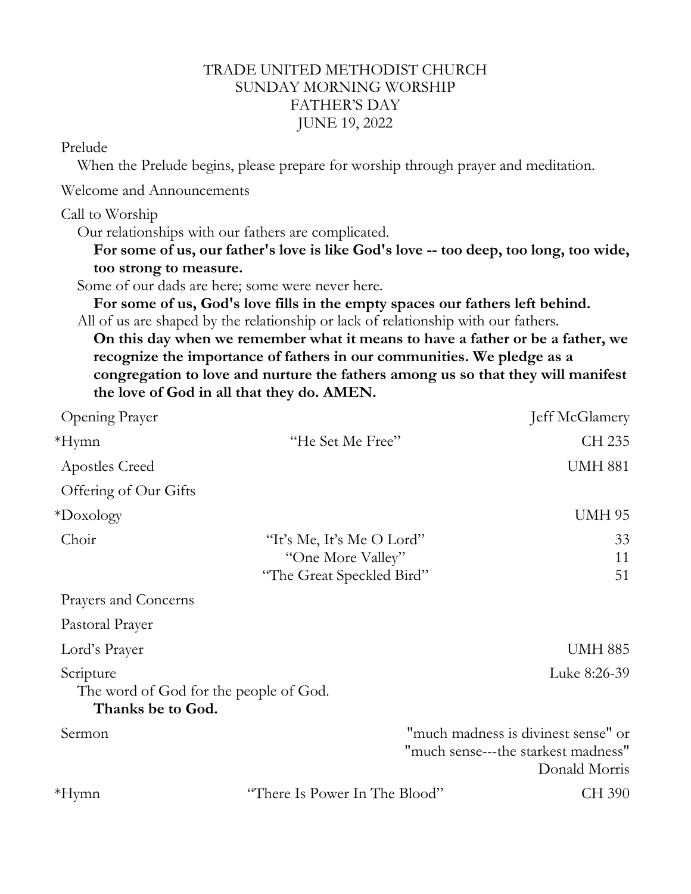# TRADE UNITED METHODIST CHURCH
## SUNDAY MORNING WORSHIP
## FATHER'S DAY
## JUNE 19, 2022

Prelude

When the Prelude begins, please prepare for worship through prayer and meditation.

Welcome and Announcements

Call to Worship

Our relationships with our fathers are complicated.

**For some of us, our father's love is like God's love -- too deep, too long, too wide, too strong to measure.**

Some of our dads are here; some were never here.

**For some of us, God's love fills in the empty spaces our fathers left behind.**

All of us are shaped by the relationship or lack of relationship with our fathers.

**On this day when we remember what it means to have a father or be a father, we recognize the importance of fathers in our communities. We pledge as a congregation to love and nurture the fathers among us so that they will manifest the love of God in all that they do. AMEN.**

Opening Prayer — Jeff McGlamery

*Hymn — "He Set Me Free" — CH 235

Apostles Creed — UMH 881

Offering of Our Gifts

*Doxology — UMH 95

Choir
- "It's Me, It's Me O Lord" — 33
- "One More Valley" — 11
- "The Great Speckled Bird" — 51

Prayers and Concerns

Pastoral Prayer

Lord's Prayer — UMH 885

Scripture — Luke 8:26-39

The word of God for the people of God.

**Thanks be to God.**

Sermon — "much madness is divinest sense" or "much sense---the starkest madness" — Donald Morris

*Hymn — "There Is Power In The Blood" — CH 390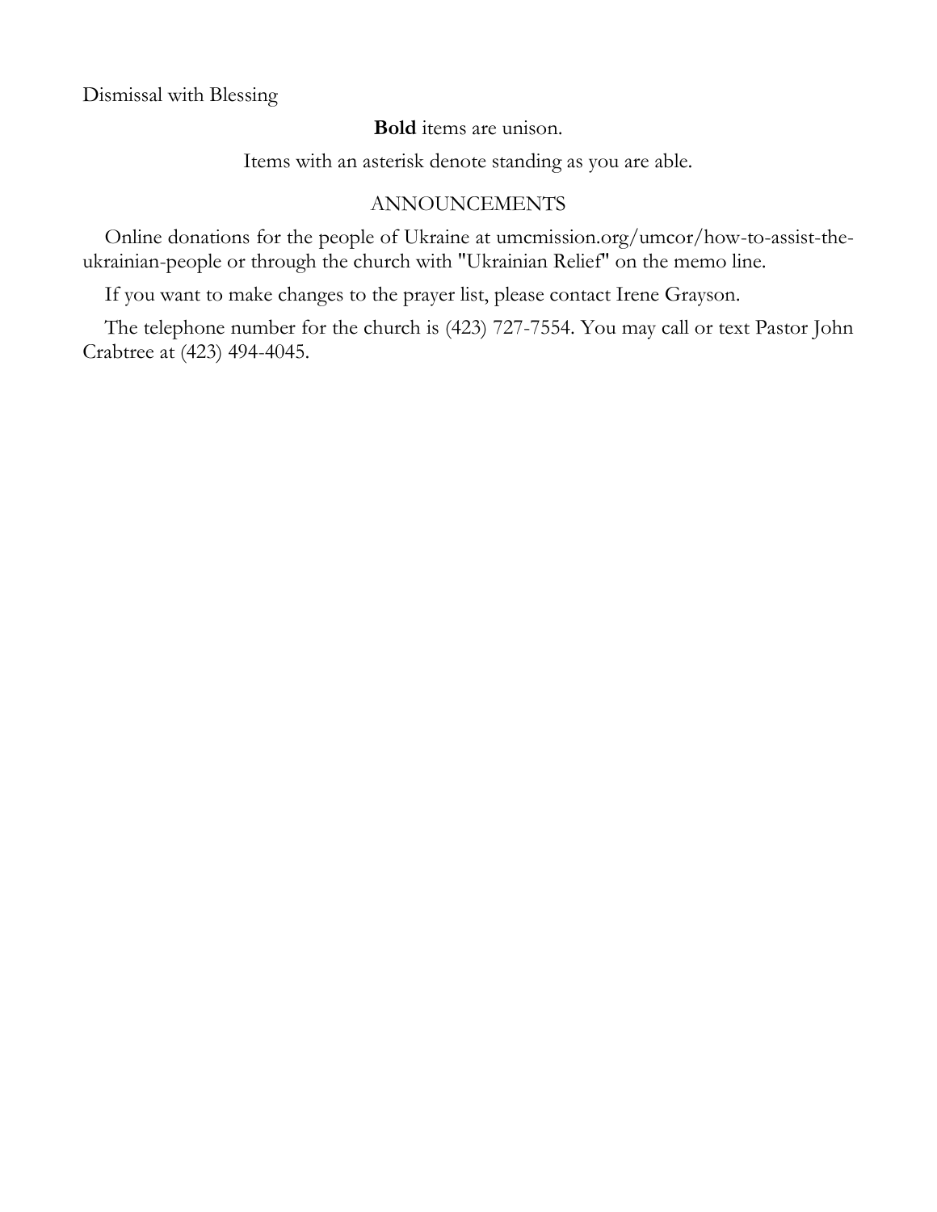Dismissal with Blessing

**Bold** items are unison.

Items with an asterisk denote standing as you are able.

## ANNOUNCEMENTS

Online donations for the people of Ukraine at umcmission.org/umcor/how-to-assist-the-ukrainian-people or through the church with "Ukrainian Relief" on the memo line.

If you want to make changes to the prayer list, please contact Irene Grayson.

The telephone number for the church is (423) 727-7554. You may call or text Pastor John Crabtree at (423) 494-4045.